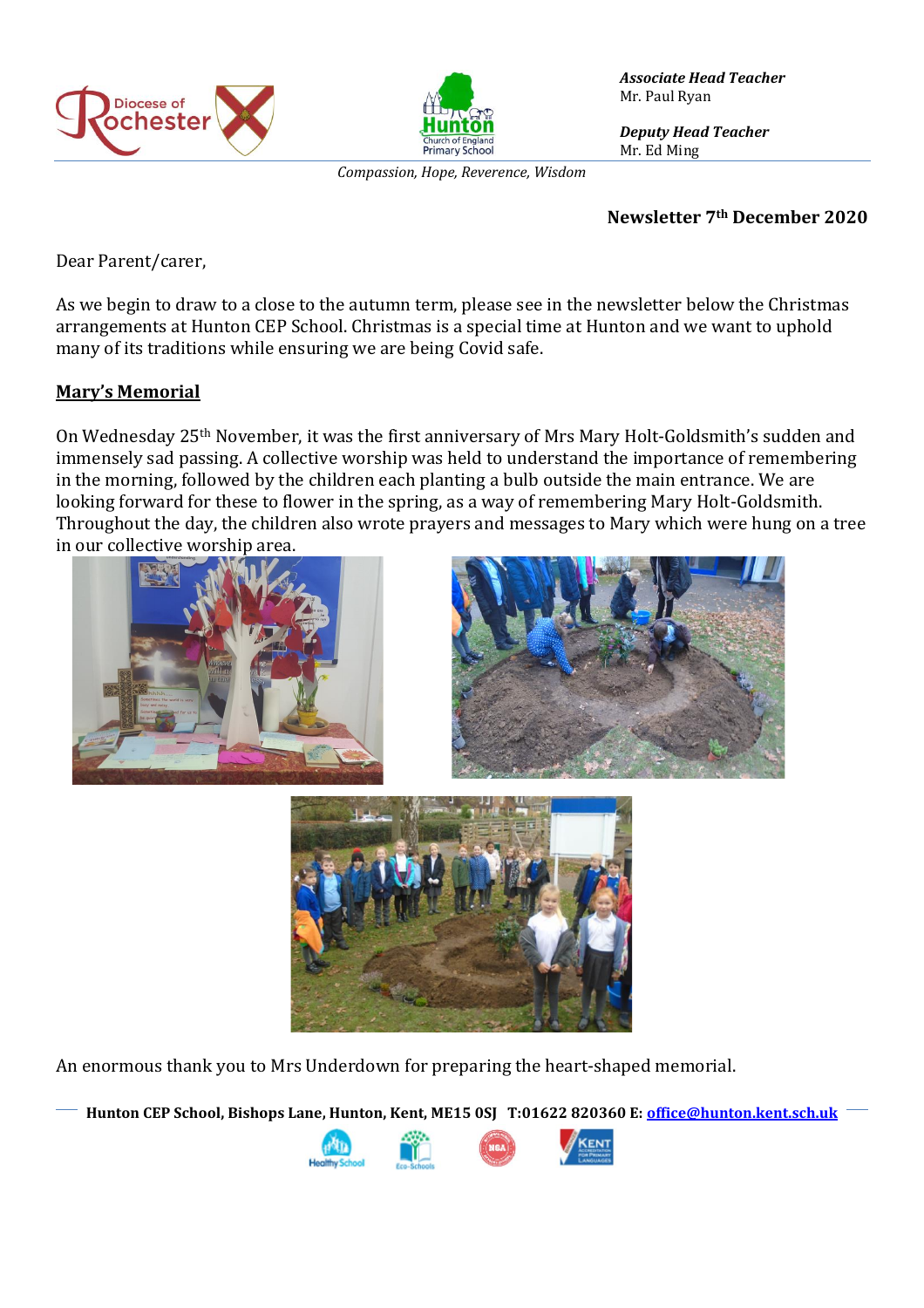Diocese of Rochester

Hunton Church of England Primary School

***Associate Head Teacher***
Mr. Paul Ryan

***Deputy Head Teacher***
Mr. Ed Ming

*Compassion, Hope, Reverence, Wisdom*

**Newsletter 7th December 2020**

Dear Parent/carer,

As we begin to draw to a close to the autumn term, please see in the newsletter below the Christmas arrangements at Hunton CEP School. Christmas is a special time at Hunton and we want to uphold many of its traditions while ensuring we are being Covid safe.

## **Mary's Memorial**

On Wednesday 25th November, it was the first anniversary of Mrs Mary Holt-Goldsmith's sudden and immensely sad passing. A collective worship was held to understand the importance of remembering in the morning, followed by the children each planting a bulb outside the main entrance. We are looking forward for these to flower in the spring, as a way of remembering Mary Holt-Goldsmith. Throughout the day, the children also wrote prayers and messages to Mary which were hung on a tree in our collective worship area.

An enormous thank you to Mrs Underdown for preparing the heart-shaped memorial.

**Hunton CEP School, Bishops Lane, Hunton, Kent, ME15 0SJ T:01622 820360 E: office@hunton.kent.sch.uk**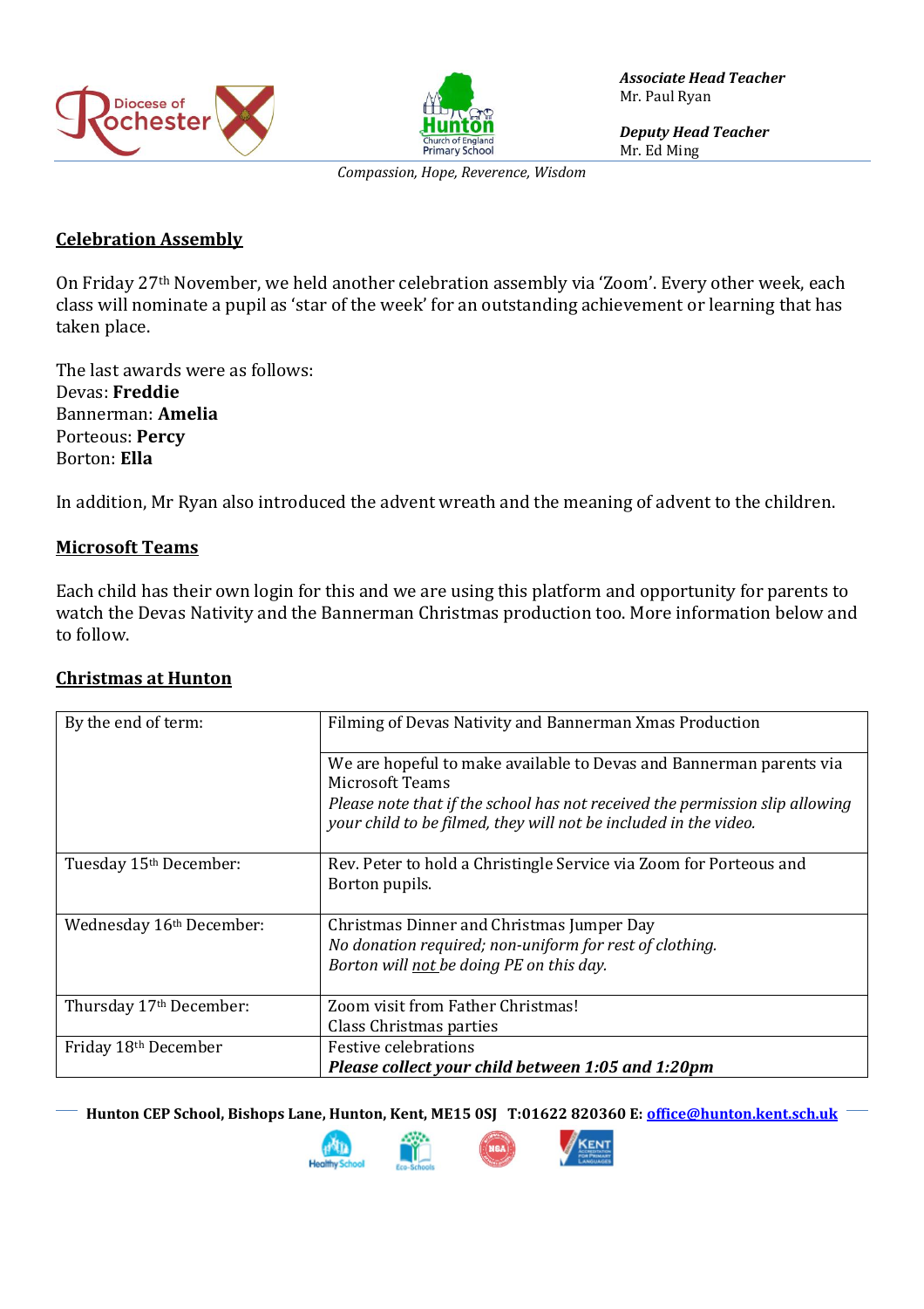## Celebration Assembly

On Friday 27th November, we held another celebration assembly via 'Zoom'. Every other week, each class will nominate a pupil as 'star of the week' for an outstanding achievement or learning that has taken place.

The last awards were as follows:
Devas: **Freddie**
Bannerman: **Amelia**
Porteous: **Percy**
Borton: **Ella**

In addition, Mr Ryan also introduced the advent wreath and the meaning of advent to the children.

## Microsoft Teams

Each child has their own login for this and we are using this platform and opportunity for parents to watch the Devas Nativity and the Bannerman Christmas production too. More information below and to follow.

## Christmas at Hunton

| | |
|---|---|
| By the end of term: | Filming of Devas Nativity and Bannerman Xmas Production<br><br>We are hopeful to make available to Devas and Bannerman parents via Microsoft Teams<br>*Please note that if the school has not received the permission slip allowing your child to be filmed, they will not be included in the video.* |
| Tuesday 15th December: | Rev. Peter to hold a Christingle Service via Zoom for Porteous and Borton pupils. |
| Wednesday 16th December: | Christmas Dinner and Christmas Jumper Day<br>*No donation required; non-uniform for rest of clothing.*<br>*Borton will not be doing PE on this day.* |
| Thursday 17th December: | Zoom visit from Father Christmas!<br>Class Christmas parties |
| Friday 18th December | Festive celebrations<br>***Please collect your child between 1:05 and 1:20pm*** |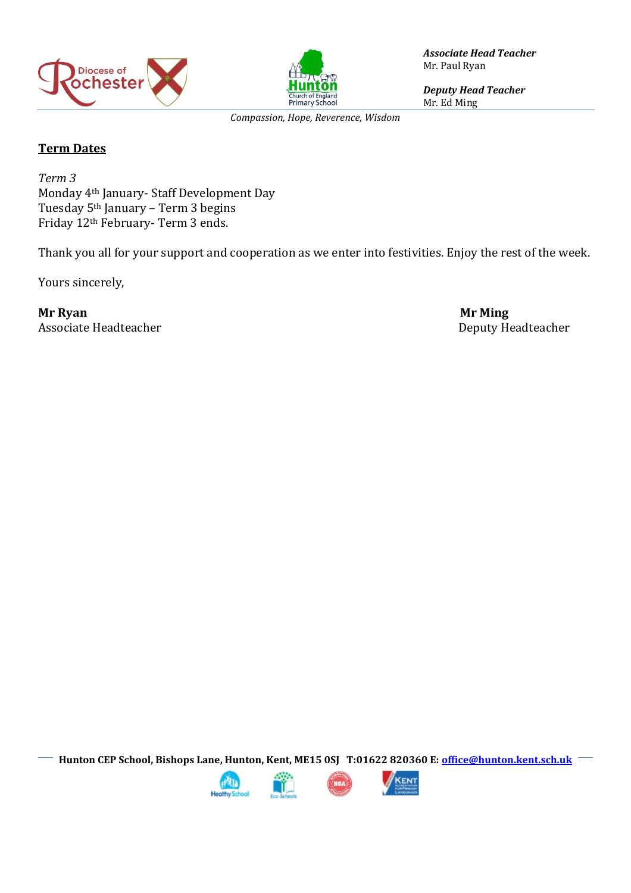**Associate Head Teacher**
Mr. Paul Ryan

**Deputy Head Teacher**
Mr. Ed Ming

*Compassion, Hope, Reverence, Wisdom*

## Term Dates

*Term 3*
Monday 4th January- Staff Development Day
Tuesday 5th January – Term 3 begins
Friday 12th February- Term 3 ends.

Thank you all for your support and cooperation as we enter into festivities. Enjoy the rest of the week.

Yours sincerely,

**Mr Ryan**
Associate Headteacher

**Mr Ming**
Deputy Headteacher

**Hunton CEP School, Bishops Lane, Hunton, Kent, ME15 0SJ T:01622 820360 E: office@hunton.kent.sch.uk**